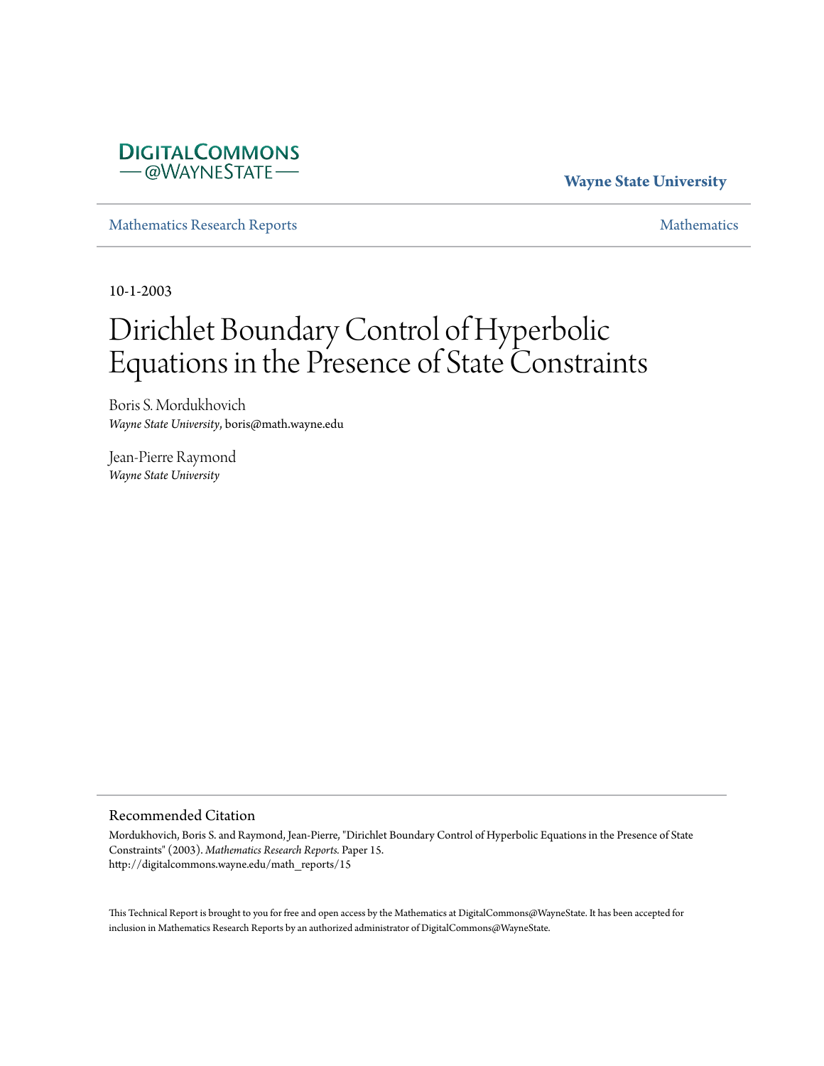DIGITALCOMMONS
— @WAYNESTATE —

**Wayne State University**

Mathematics Research Reports | Mathematics

10-1-2003

# Dirichlet Boundary Control of Hyperbolic Equations in the Presence of State Constraints

Boris S. Mordukhovich
*Wayne State University*, boris@math.wayne.edu

Jean-Pierre Raymond
*Wayne State University*

## Recommended Citation

Mordukhovich, Boris S. and Raymond, Jean-Pierre, "Dirichlet Boundary Control of Hyperbolic Equations in the Presence of State Constraints" (2003). *Mathematics Research Reports.* Paper 15.
http://digitalcommons.wayne.edu/math_reports/15

This Technical Report is brought to you for free and open access by the Mathematics at DigitalCommons@WayneState. It has been accepted for inclusion in Mathematics Research Reports by an authorized administrator of DigitalCommons@WayneState.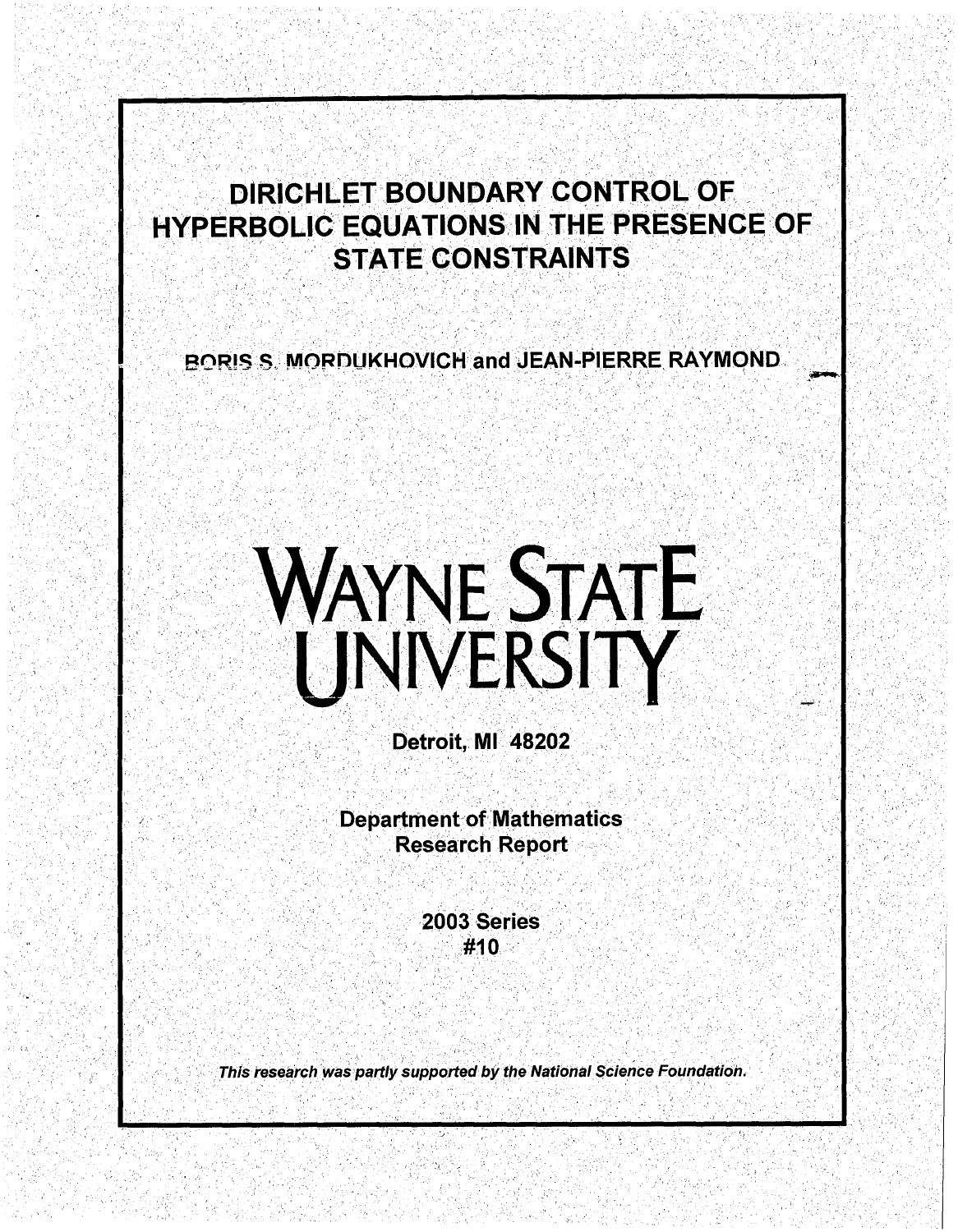# DIRICHLET BOUNDARY CONTROL OF HYPERBOLIC EQUATIONS IN THE PRESENCE OF STATE CONSTRAINTS

BORIS S. MORDUKHOVICH and JEAN-PIERRE RAYMOND

WAYNE STATE UNIVERSITY

Detroit, MI 48202

Department of Mathematics
Research Report

2003 Series
#10

*This research was partly supported by the National Science Foundation.*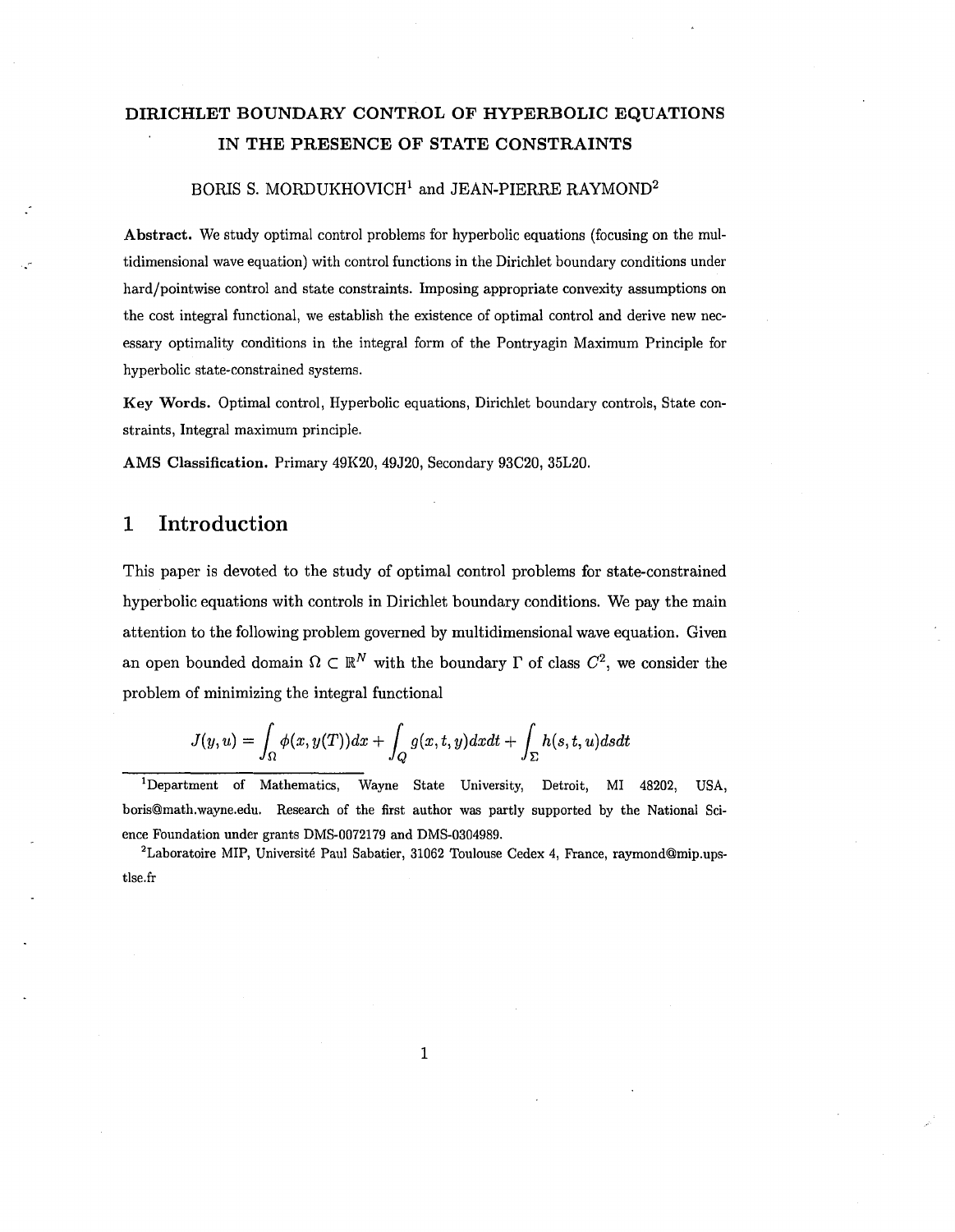# DIRICHLET BOUNDARY CONTROL OF HYPERBOLIC EQUATIONS IN THE PRESENCE OF STATE CONSTRAINTS

BORIS S. MORDUKHOVICH[1] and JEAN-PIERRE RAYMOND[2]

**Abstract.** We study optimal control problems for hyperbolic equations (focusing on the multidimensional wave equation) with control functions in the Dirichlet boundary conditions under hard/pointwise control and state constraints. Imposing appropriate convexity assumptions on the cost integral functional, we establish the existence of optimal control and derive new necessary optimality conditions in the integral form of the Pontryagin Maximum Principle for hyperbolic state-constrained systems.

**Key Words.** Optimal control, Hyperbolic equations, Dirichlet boundary controls, State constraints, Integral maximum principle.

**AMS Classification.** Primary 49K20, 49J20, Secondary 93C20, 35L20.

## 1 Introduction

This paper is devoted to the study of optimal control problems for state-constrained hyperbolic equations with controls in Dirichlet boundary conditions. We pay the main attention to the following problem governed by multidimensional wave equation. Given an open bounded domain $\Omega \subset \mathbb{R}^N$ with the boundary $\Gamma$ of class $C^2$, we consider the problem of minimizing the integral functional

$$J(y,u) = \int_\Omega \phi(x, y(T))dx + \int_Q g(x,t,y)dxdt + \int_\Sigma h(s,t,u)dsdt$$

[1]Department of Mathematics, Wayne State University, Detroit, MI 48202, USA, boris@math.wayne.edu. Research of the first author was partly supported by the National Science Foundation under grants DMS-0072179 and DMS-0304989.

[2]Laboratoire MIP, Université Paul Sabatier, 31062 Toulouse Cedex 4, France, raymond@mip.ups-tlse.fr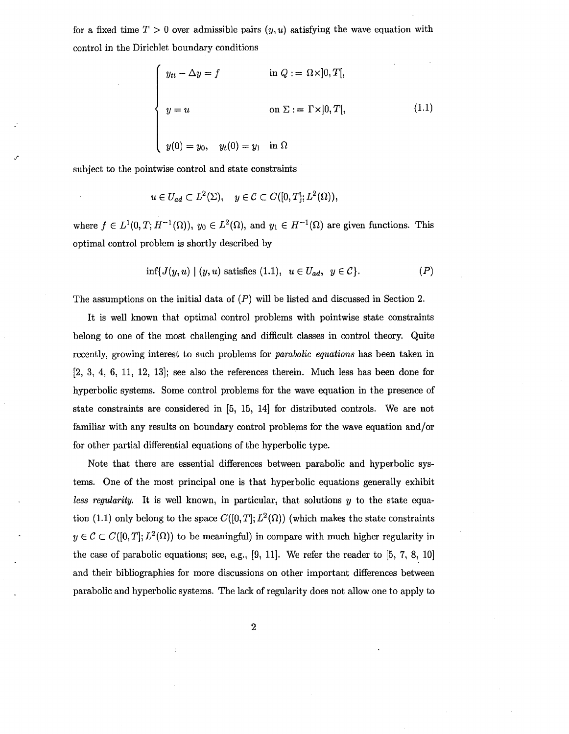for a fixed time $T > 0$ over admissible pairs $(y, u)$ satisfying the wave equation with control in the Dirichlet boundary conditions

$$
\begin{cases}
y_{tt} - \Delta y = f & \text{in } Q := \Omega \times ]0, T[, \\[2ex]
y = u & \text{on } \Sigma := \Gamma \times ]0, T[, \\[2ex]
y(0) = y_0, \quad y_t(0) = y_1 & \text{in } \Omega
\end{cases}
\tag{1.1}
$$

subject to the pointwise control and state constraints

$$
u \in U_{ad} \subset L^2(\Sigma), \quad y \in \mathcal{C} \subset C([0, T]; L^2(\Omega)),
$$

where $f \in L^1(0, T; H^{-1}(\Omega))$, $y_0 \in L^2(\Omega)$, and $y_1 \in H^{-1}(\Omega)$ are given functions. This optimal control problem is shortly described by

$$
\inf\{J(y, u) \mid (y, u) \text{ satisfies (1.1)}, \; u \in U_{ad}, \; y \in \mathcal{C}\}. \tag{$P$}
$$

The assumptions on the initial data of $(P)$ will be listed and discussed in Section 2.

It is well known that optimal control problems with pointwise state constraints belong to one of the most challenging and difficult classes in control theory. Quite recently, growing interest to such problems for *parabolic equations* has been taken in [2, 3, 4, 6, 11, 12, 13]; see also the references therein. Much less has been done for hyperbolic systems. Some control problems for the wave equation in the presence of state constraints are considered in [5, 15, 14] for distributed controls. We are not familiar with any results on boundary control problems for the wave equation and/or for other partial differential equations of the hyperbolic type.

Note that there are essential differences between parabolic and hyperbolic systems. One of the most principal one is that hyperbolic equations generally exhibit *less regularity*. It is well known, in particular, that solutions $y$ to the state equation (1.1) only belong to the space $C([0, T]; L^2(\Omega))$ (which makes the state constraints $y \in \mathcal{C} \subset C([0, T]; L^2(\Omega))$ to be meaningful) in compare with much higher regularity in the case of parabolic equations; see, e.g., [9, 11]. We refer the reader to [5, 7, 8, 10] and their bibliographies for more discussions on other important differences between parabolic and hyperbolic systems. The lack of regularity does not allow one to apply to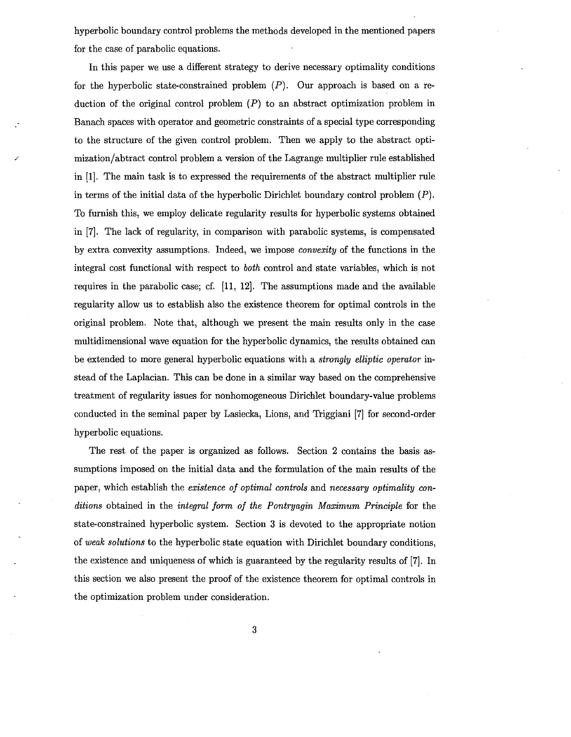hyperbolic boundary control problems the methods developed in the mentioned papers for the case of parabolic equations.

In this paper we use a different strategy to derive necessary optimality conditions for the hyperbolic state-constrained problem $(P)$. Our approach is based on a reduction of the original control problem $(P)$ to an abstract optimization problem in Banach spaces with operator and geometric constraints of a special type corresponding to the structure of the given control problem. Then we apply to the abstract optimization/abtract control problem a version of the Lagrange multiplier rule established in [1]. The main task is to expressed the requirements of the abstract multiplier rule in terms of the initial data of the hyperbolic Dirichlet boundary control problem $(P)$. To furnish this, we employ delicate regularity results for hyperbolic systems obtained in [7]. The lack of regularity, in comparison with parabolic systems, is compensated by extra convexity assumptions. Indeed, we impose *convexity* of the functions in the integral cost functional with respect to *both* control and state variables, which is not requires in the parabolic case; cf. [11, 12]. The assumptions made and the available regularity allow us to establish also the existence theorem for optimal controls in the original problem. Note that, although we present the main results only in the case multidimensional wave equation for the hyperbolic dynamics, the results obtained can be extended to more general hyperbolic equations with a *strongly elliptic operator* instead of the Laplacian. This can be done in a similar way based on the comprehensive treatment of regularity issues for nonhomogeneous Dirichlet boundary-value problems conducted in the seminal paper by Lasiecka, Lions, and Triggiani [7] for second-order hyperbolic equations.

The rest of the paper is organized as follows. Section 2 contains the basis assumptions imposed on the initial data and the formulation of the main results of the paper, which establish the *existence of optimal controls* and *necessary optimality conditions* obtained in the *integral form of the Pontryagin Maximum Principle* for the state-constrained hyperbolic system. Section 3 is devoted to the appropriate notion of *weak solutions* to the hyperbolic state equation with Dirichlet boundary conditions, the existence and uniqueness of which is guaranteed by the regularity results of [7]. In this section we also present the proof of the existence theorem for optimal controls in the optimization problem under consideration.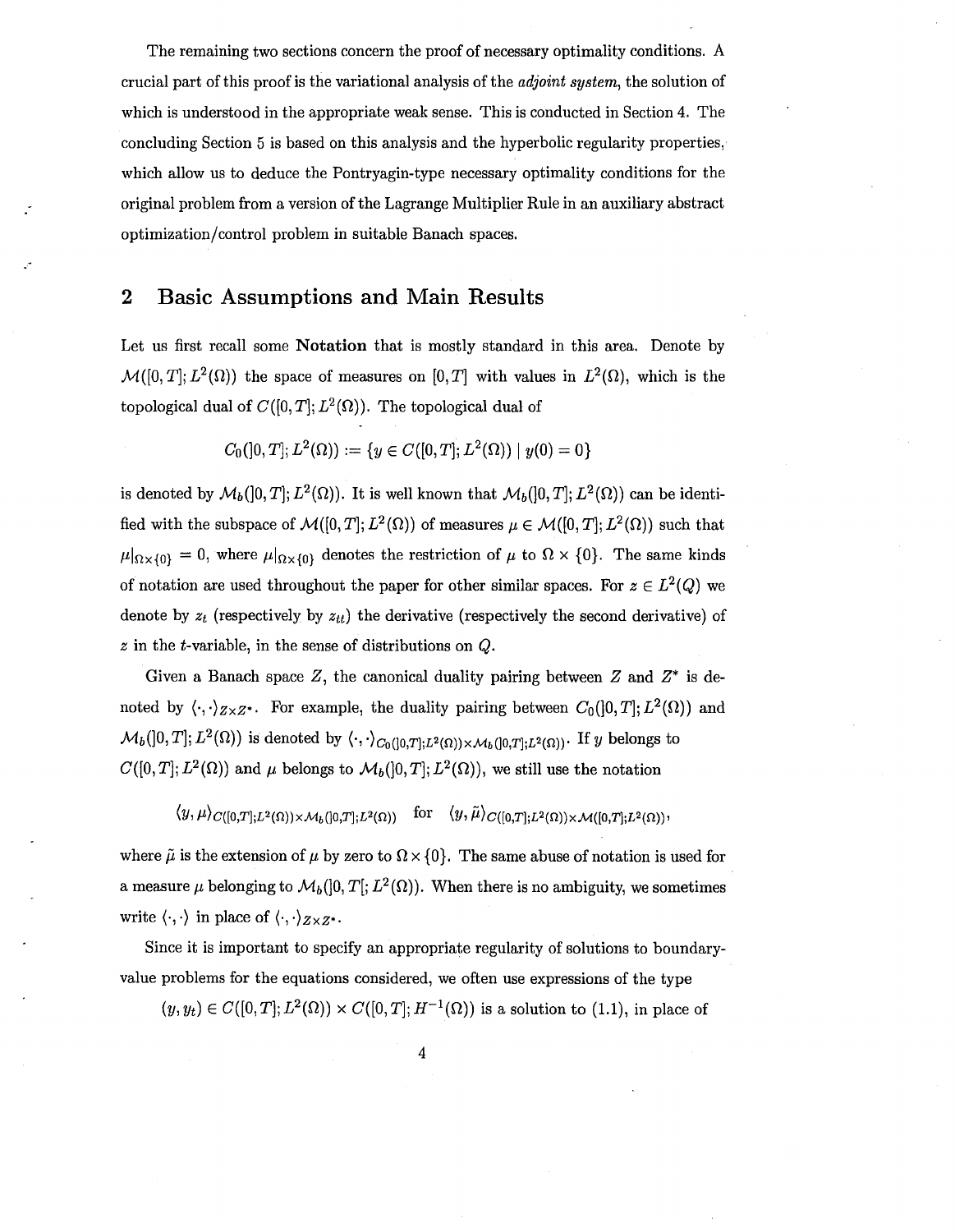The remaining two sections concern the proof of necessary optimality conditions. A crucial part of this proof is the variational analysis of the *adjoint system*, the solution of which is understood in the appropriate weak sense. This is conducted in Section 4. The concluding Section 5 is based on this analysis and the hyperbolic regularity properties, which allow us to deduce the Pontryagin-type necessary optimality conditions for the original problem from a version of the Lagrange Multiplier Rule in an auxiliary abstract optimization/control problem in suitable Banach spaces.

## 2 Basic Assumptions and Main Results

Let us first recall some **Notation** that is mostly standard in this area. Denote by $\mathcal{M}([0,T];L^2(\Omega))$ the space of measures on $[0,T]$ with values in $L^2(\Omega)$, which is the topological dual of $C([0,T];L^2(\Omega))$. The topological dual of

$$C_0(]0,T];L^2(\Omega)) := \{y \in C([0,T];L^2(\Omega)) \mid y(0) = 0\}$$

is denoted by $\mathcal{M}_b(]0,T];L^2(\Omega))$. It is well known that $\mathcal{M}_b(]0,T];L^2(\Omega))$ can be identified with the subspace of $\mathcal{M}([0,T];L^2(\Omega))$ of measures $\mu \in \mathcal{M}([0,T];L^2(\Omega))$ such that $\mu|_{\Omega\times\{0\}} = 0$, where $\mu|_{\Omega\times\{0\}}$ denotes the restriction of $\mu$ to $\Omega \times \{0\}$. The same kinds of notation are used throughout the paper for other similar spaces. For $z \in L^2(Q)$ we denote by $z_t$ (respectively by $z_{tt}$) the derivative (respectively the second derivative) of $z$ in the $t$-variable, in the sense of distributions on $Q$.

Given a Banach space $Z$, the canonical duality pairing between $Z$ and $Z^*$ is denoted by $\langle\cdot,\cdot\rangle_{Z\times Z^*}$. For example, the duality pairing between $C_0(]0,T];L^2(\Omega))$ and $\mathcal{M}_b(]0,T];L^2(\Omega))$ is denoted by $\langle\cdot,\cdot\rangle_{C_0(]0,T];L^2(\Omega))\times\mathcal{M}_b(]0,T];L^2(\Omega))}$. If $y$ belongs to $C([0,T];L^2(\Omega))$ and $\mu$ belongs to $\mathcal{M}_b(]0,T];L^2(\Omega))$, we still use the notation

$$\langle y,\mu\rangle_{C([0,T];L^2(\Omega))\times\mathcal{M}_b(]0,T];L^2(\Omega))} \quad \text{for} \quad \langle y,\tilde{\mu}\rangle_{C([0,T];L^2(\Omega))\times\mathcal{M}([0,T];L^2(\Omega))},$$

where $\tilde{\mu}$ is the extension of $\mu$ by zero to $\Omega \times \{0\}$. The same abuse of notation is used for a measure $\mu$ belonging to $\mathcal{M}_b(]0,T[;L^2(\Omega))$. When there is no ambiguity, we sometimes write $\langle\cdot,\cdot\rangle$ in place of $\langle\cdot,\cdot\rangle_{Z\times Z^*}$.

Since it is important to specify an appropriate regularity of solutions to boundary-value problems for the equations considered, we often use expressions of the type

$(y, y_t) \in C([0,T];L^2(\Omega)) \times C([0,T];H^{-1}(\Omega))$ is a solution to (1.1), in place of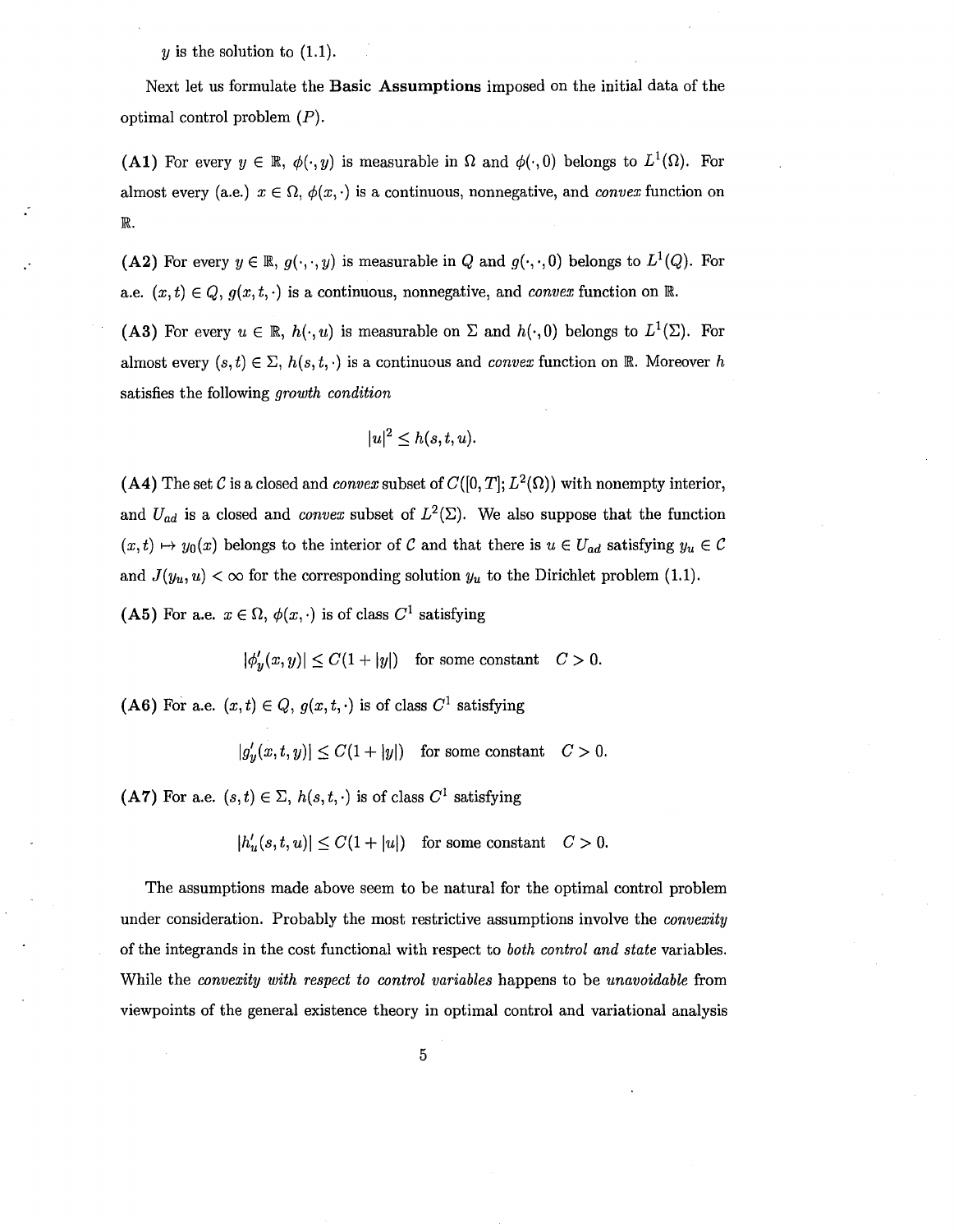$y$ is the solution to (1.1).

Next let us formulate the **Basic Assumptions** imposed on the initial data of the optimal control problem $(P)$.

**(A1)** For every $y \in \mathbb{R}$, $\phi(\cdot, y)$ is measurable in $\Omega$ and $\phi(\cdot, 0)$ belongs to $L^1(\Omega)$. For almost every (a.e.) $x \in \Omega$, $\phi(x, \cdot)$ is a continuous, nonnegative, and *convex* function on $\mathbb{R}$.

**(A2)** For every $y \in \mathbb{R}$, $g(\cdot, \cdot, y)$ is measurable in $Q$ and $g(\cdot, \cdot, 0)$ belongs to $L^1(Q)$. For a.e. $(x, t) \in Q$, $g(x, t, \cdot)$ is a continuous, nonnegative, and *convex* function on $\mathbb{R}$.

**(A3)** For every $u \in \mathbb{R}$, $h(\cdot, u)$ is measurable on $\Sigma$ and $h(\cdot, 0)$ belongs to $L^1(\Sigma)$. For almost every $(s, t) \in \Sigma$, $h(s, t, \cdot)$ is a continuous and *convex* function on $\mathbb{R}$. Moreover $h$ satisfies the following *growth condition*

$$|u|^2 \leq h(s, t, u).$$

**(A4)** The set $\mathcal{C}$ is a closed and *convex* subset of $C([0, T]; L^2(\Omega))$ with nonempty interior, and $U_{ad}$ is a closed and *convex* subset of $L^2(\Sigma)$. We also suppose that the function $(x, t) \mapsto y_0(x)$ belongs to the interior of $\mathcal{C}$ and that there is $u \in U_{ad}$ satisfying $y_u \in \mathcal{C}$ and $J(y_u, u) < \infty$ for the corresponding solution $y_u$ to the Dirichlet problem (1.1).

**(A5)** For a.e. $x \in \Omega$, $\phi(x, \cdot)$ is of class $C^1$ satisfying

$$|\phi_y'(x, y)| \leq C(1 + |y|) \quad \text{for some constant} \quad C > 0.$$

**(A6)** For a.e. $(x, t) \in Q$, $g(x, t, \cdot)$ is of class $C^1$ satisfying

$$|g_y'(x, t, y)| \leq C(1 + |y|) \quad \text{for some constant} \quad C > 0.$$

**(A7)** For a.e. $(s, t) \in \Sigma$, $h(s, t, \cdot)$ is of class $C^1$ satisfying

$$|h_u'(s, t, u)| \leq C(1 + |u|) \quad \text{for some constant} \quad C > 0.$$

The assumptions made above seem to be natural for the optimal control problem under consideration. Probably the most restrictive assumptions involve the *convexity* of the integrands in the cost functional with respect to *both control and state* variables. While the *convexity with respect to control variables* happens to be *unavoidable* from viewpoints of the general existence theory in optimal control and variational analysis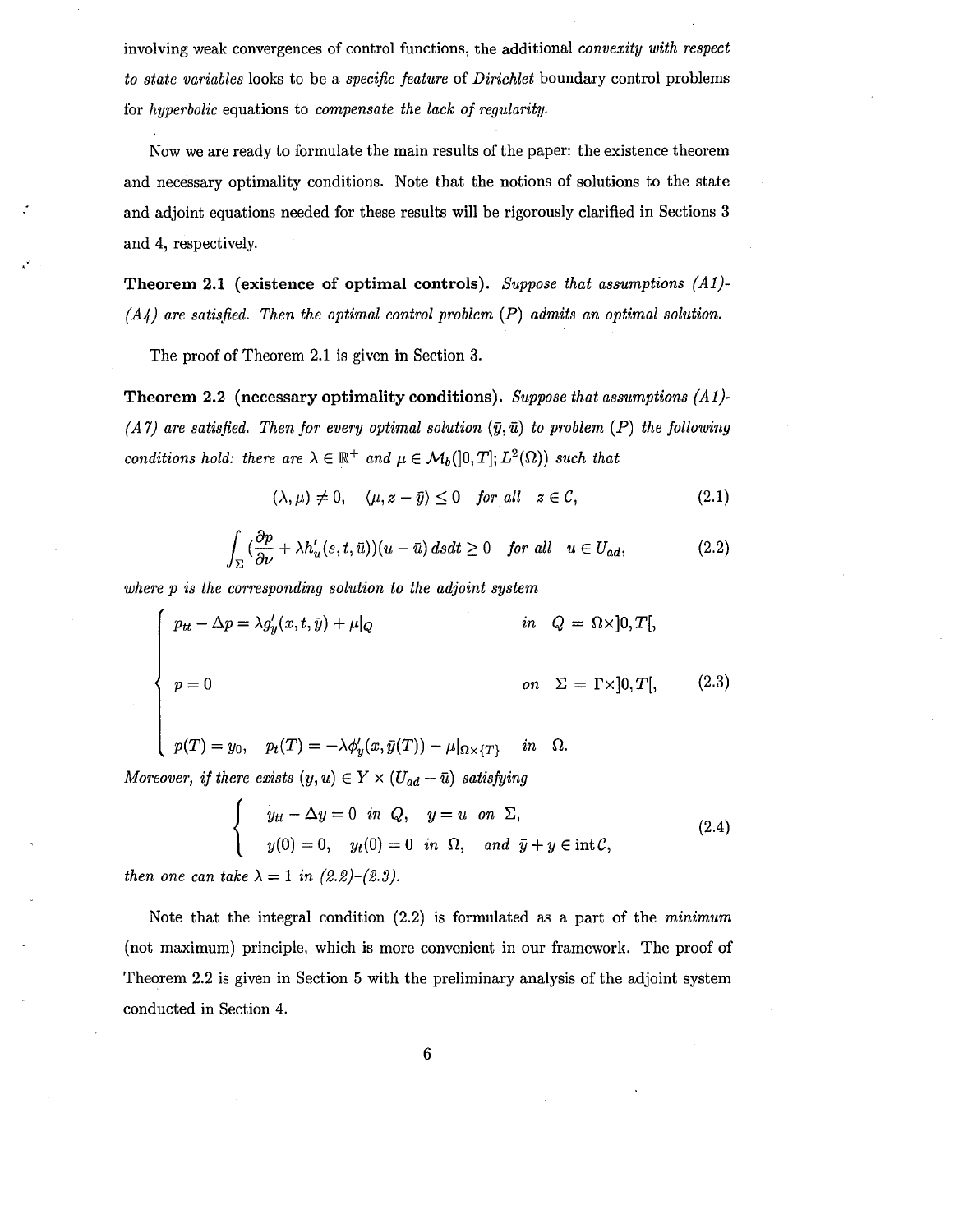involving weak convergences of control functions, the additional *convexity with respect to state variables* looks to be a *specific feature* of *Dirichlet* boundary control problems for *hyperbolic* equations to *compensate the lack of regularity.*

Now we are ready to formulate the main results of the paper: the existence theorem and necessary optimality conditions. Note that the notions of solutions to the state and adjoint equations needed for these results will be rigorously clarified in Sections 3 and 4, respectively.

**Theorem 2.1 (existence of optimal controls).** *Suppose that assumptions (A1)-(A4) are satisfied. Then the optimal control problem (P) admits an optimal solution.*

The proof of Theorem 2.1 is given in Section 3.

**Theorem 2.2 (necessary optimality conditions).** *Suppose that assumptions (A1)-(A7) are satisfied. Then for every optimal solution $(\bar{y}, \bar{u})$ to problem (P) the following conditions hold: there are $\lambda \in \mathbb{R}^+$ and $\mu \in \mathcal{M}_b(]0,T]; L^2(\Omega))$ such that*

$$(\lambda, \mu) \neq 0, \quad \langle \mu, z - \bar{y} \rangle \leq 0 \quad \text{for all} \quad z \in \mathcal{C}, \tag{2.1}$$

$$\int_\Sigma \Big(\frac{\partial p}{\partial \nu} + \lambda h'_u(s,t,\bar{u})\Big)(u - \bar{u})\, ds dt \geq 0 \quad \text{for all} \quad u \in U_{ad}, \tag{2.2}$$

*where $p$ is the corresponding solution to the adjoint system*

$$\begin{cases} p_{tt} - \Delta p = \lambda g'_y(x,t,\bar{y}) + \mu|_Q & \text{in} \quad Q = \Omega \times ]0,T[, \\ p = 0 & \text{on} \quad \Sigma = \Gamma \times ]0,T[, \\ p(T) = y_0, \quad p_t(T) = -\lambda \phi'_y(x, \bar{y}(T)) - \mu|_{\Omega \times \{T\}} & \text{in} \quad \Omega. \end{cases} \tag{2.3}$$

*Moreover, if there exists $(y,u) \in Y \times (U_{ad} - \bar{u})$ satisfying*

$$\begin{cases} y_{tt} - \Delta y = 0 \ \text{in} \ Q, \quad y = u \ \text{on} \ \Sigma, \\ y(0) = 0, \quad y_t(0) = 0 \ \text{in} \ \Omega, \quad \text{and} \ \bar{y} + y \in \operatorname{int} \mathcal{C}, \end{cases} \tag{2.4}$$

*then one can take $\lambda = 1$ in (2.2)-(2.3).*

Note that the integral condition (2.2) is formulated as a part of the *minimum* (not maximum) principle, which is more convenient in our framework. The proof of Theorem 2.2 is given in Section 5 with the preliminary analysis of the adjoint system conducted in Section 4.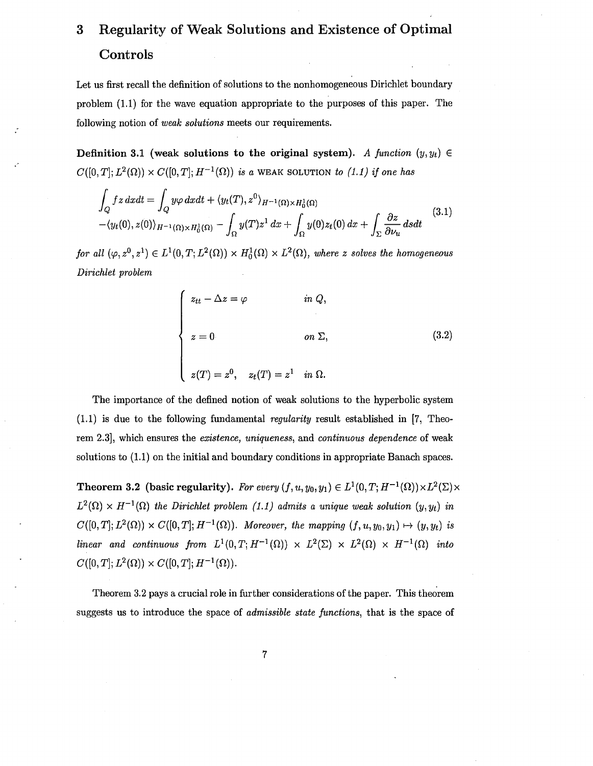## 3 Regularity of Weak Solutions and Existence of Optimal Controls

Let us first recall the definition of solutions to the nonhomogeneous Dirichlet boundary problem (1.1) for the wave equation appropriate to the purposes of this paper. The following notion of *weak solutions* meets our requirements.

**Definition 3.1 (weak solutions to the original system).** *A function $(y, y_t) \in C([0,T]; L^2(\Omega)) \times C([0,T]; H^{-1}(\Omega))$ is a* WEAK SOLUTION *to (1.1) if one has*

$$
\begin{aligned}
\int_Q f z \, dxdt &= \int_Q y\varphi \, dxdt + \langle y_t(T), z^0 \rangle_{H^{-1}(\Omega)\times H_0^1(\Omega)} \\
&- \langle y_t(0), z(0) \rangle_{H^{-1}(\Omega)\times H_0^1(\Omega)} - \int_\Omega y(T) z^1 \, dx + \int_\Omega y(0) z_t(0) \, dx + \int_\Sigma \frac{\partial z}{\partial \nu_u} \, dsdt
\end{aligned}
\tag{3.1}
$$

*for all $(\varphi, z^0, z^1) \in L^1(0,T; L^2(\Omega)) \times H_0^1(\Omega) \times L^2(\Omega)$, where $z$ solves the homogeneous Dirichlet problem*

$$
\begin{cases}
z_{tt} - \Delta z = \varphi & \text{in } Q, \\
z = 0 & \text{on } \Sigma, \\
z(T) = z^0, \quad z_t(T) = z^1 & \text{in } \Omega.
\end{cases}
\tag{3.2}
$$

The importance of the defined notion of weak solutions to the hyperbolic system (1.1) is due to the following fundamental *regularity* result established in [7, Theorem 2.3], which ensures the *existence, uniqueness*, and *continuous dependence* of weak solutions to (1.1) on the initial and boundary conditions in appropriate Banach spaces.

**Theorem 3.2 (basic regularity).** *For every $(f, u, y_0, y_1) \in L^1(0,T; H^{-1}(\Omega)) \times L^2(\Sigma) \times L^2(\Omega) \times H^{-1}(\Omega)$ the Dirichlet problem (1.1) admits a unique weak solution $(y, y_t)$ in $C([0,T]; L^2(\Omega)) \times C([0,T]; H^{-1}(\Omega))$. Moreover, the mapping $(f, u, y_0, y_1) \mapsto (y, y_t)$ is linear and continuous from $L^1(0,T; H^{-1}(\Omega)) \times L^2(\Sigma) \times L^2(\Omega) \times H^{-1}(\Omega)$ into $C([0,T]; L^2(\Omega)) \times C([0,T]; H^{-1}(\Omega))$.*

Theorem 3.2 pays a crucial role in further considerations of the paper. This theorem suggests us to introduce the space of *admissible state functions*, that is the space of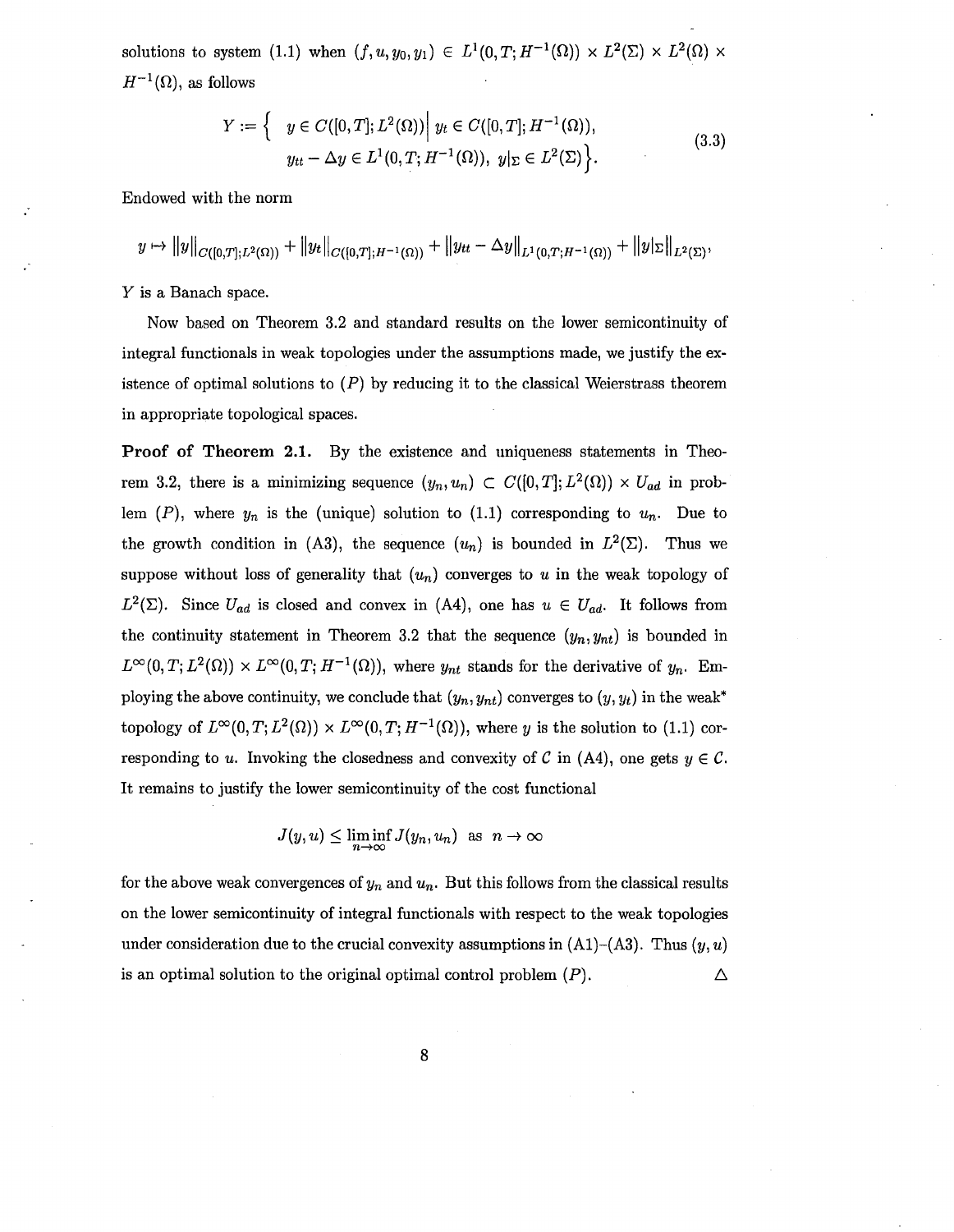solutions to system (1.1) when $(f, u, y_0, y_1) \in L^1(0,T; H^{-1}(\Omega)) \times L^2(\Sigma) \times L^2(\Omega) \times H^{-1}(\Omega)$, as follows

$$Y := \Big\{ \; y \in C([0,T]; L^2(\Omega)) \Big| \; y_t \in C([0,T]; H^{-1}(\Omega)), \\ y_{tt} - \Delta y \in L^1(0,T; H^{-1}(\Omega)), \; y|_\Sigma \in L^2(\Sigma) \Big\}. \tag{3.3}$$

Endowed with the norm

$$y \mapsto \|y\|_{C([0,T];L^2(\Omega))} + \|y_t\|_{C([0,T];H^{-1}(\Omega))} + \|y_{tt} - \Delta y\|_{L^1(0,T;H^{-1}(\Omega))} + \|y|_\Sigma\|_{L^2(\Sigma)},$$

$Y$ is a Banach space.

Now based on Theorem 3.2 and standard results on the lower semicontinuity of integral functionals in weak topologies under the assumptions made, we justify the existence of optimal solutions to $(P)$ by reducing it to the classical Weierstrass theorem in appropriate topological spaces.

**Proof of Theorem 2.1.** By the existence and uniqueness statements in Theorem 3.2, there is a minimizing sequence $(y_n, u_n) \subset C([0,T]; L^2(\Omega)) \times U_{ad}$ in problem $(P)$, where $y_n$ is the (unique) solution to (1.1) corresponding to $u_n$. Due to the growth condition in (A3), the sequence $(u_n)$ is bounded in $L^2(\Sigma)$. Thus we suppose without loss of generality that $(u_n)$ converges to $u$ in the weak topology of $L^2(\Sigma)$. Since $U_{ad}$ is closed and convex in (A4), one has $u \in U_{ad}$. It follows from the continuity statement in Theorem 3.2 that the sequence $(y_n, y_{nt})$ is bounded in $L^\infty(0,T; L^2(\Omega)) \times L^\infty(0,T; H^{-1}(\Omega))$, where $y_{nt}$ stands for the derivative of $y_n$. Employing the above continuity, we conclude that $(y_n, y_{nt})$ converges to $(y, y_t)$ in the weak* topology of $L^\infty(0,T; L^2(\Omega)) \times L^\infty(0,T; H^{-1}(\Omega))$, where $y$ is the solution to (1.1) corresponding to $u$. Invoking the closedness and convexity of $\mathcal{C}$ in (A4), one gets $y \in \mathcal{C}$. It remains to justify the lower semicontinuity of the cost functional

$$J(y, u) \leq \liminf_{n \to \infty} J(y_n, u_n) \quad \text{as } n \to \infty$$

for the above weak convergences of $y_n$ and $u_n$. But this follows from the classical results on the lower semicontinuity of integral functionals with respect to the weak topologies under consideration due to the crucial convexity assumptions in (A1)–(A3). Thus $(y, u)$ is an optimal solution to the original optimal control problem $(P)$. $\triangle$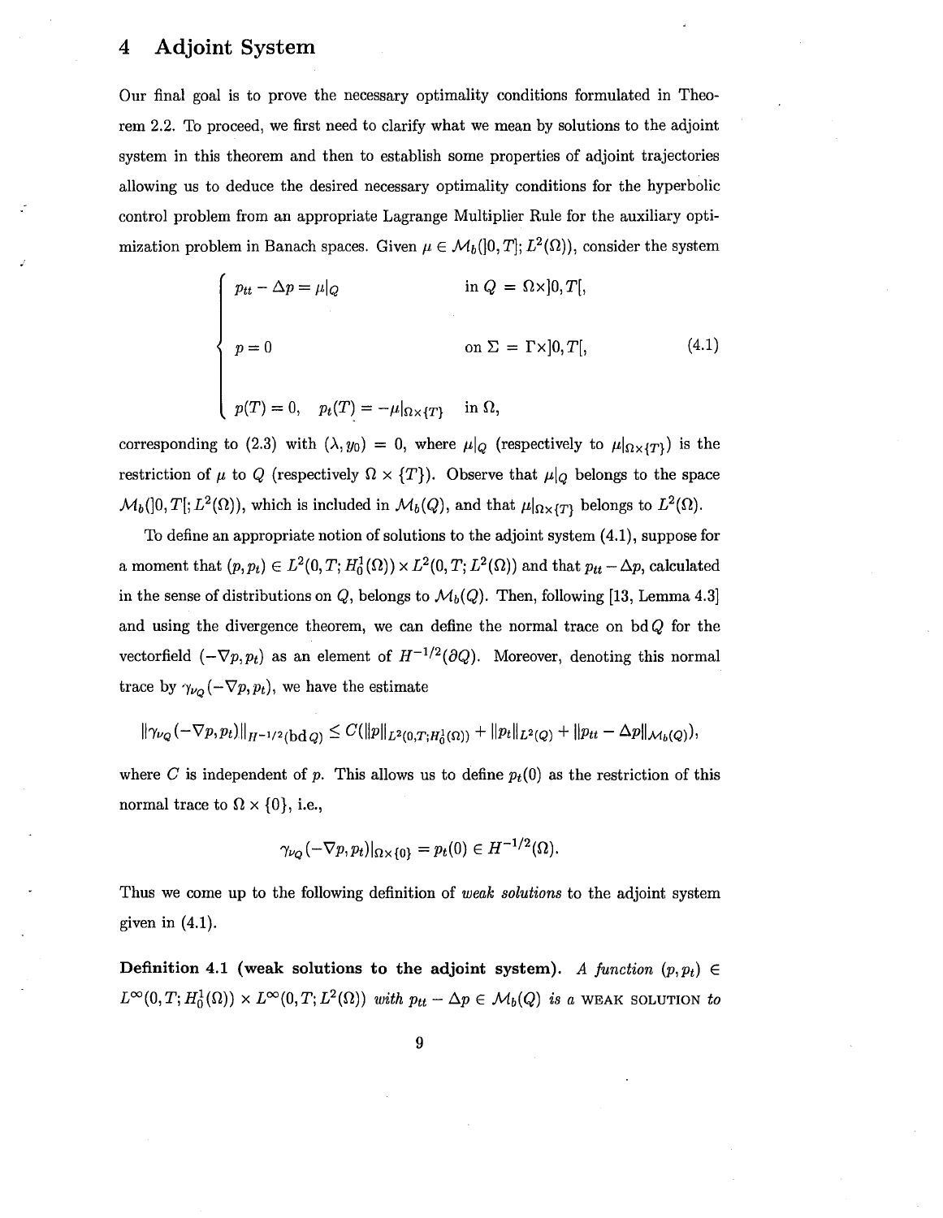# 4 Adjoint System

Our final goal is to prove the necessary optimality conditions formulated in Theorem 2.2. To proceed, we first need to clarify what we mean by solutions to the adjoint system in this theorem and then to establish some properties of adjoint trajectories allowing us to deduce the desired necessary optimality conditions for the hyperbolic control problem from an appropriate Lagrange Multiplier Rule for the auxiliary optimization problem in Banach spaces. Given $\mu \in \mathcal{M}_b(]0,T]; L^2(\Omega))$, consider the system

$$
\begin{cases}
p_{tt} - \Delta p = \mu|_Q & \text{in } Q = \Omega\times]0,T[, \\[2ex]
p = 0 & \text{on } \Sigma = \Gamma\times]0,T[, \\[2ex]
p(T) = 0, \quad p_t(T) = -\mu|_{\Omega\times\{T\}} & \text{in } \Omega,
\end{cases}
\tag{4.1}
$$

corresponding to (2.3) with $(\lambda, y_0) = 0$, where $\mu|_Q$ (respectively to $\mu|_{\Omega\times\{T\}}$) is the restriction of $\mu$ to $Q$ (respectively $\Omega \times \{T\}$). Observe that $\mu|_Q$ belongs to the space $\mathcal{M}_b(]0,T[; L^2(\Omega))$, which is included in $\mathcal{M}_b(Q)$, and that $\mu|_{\Omega\times\{T\}}$ belongs to $L^2(\Omega)$.

To define an appropriate notion of solutions to the adjoint system (4.1), suppose for a moment that $(p, p_t) \in L^2(0,T; H_0^1(\Omega)) \times L^2(0,T; L^2(\Omega))$ and that $p_{tt} - \Delta p$, calculated in the sense of distributions on $Q$, belongs to $\mathcal{M}_b(Q)$. Then, following [13, Lemma 4.3] and using the divergence theorem, we can define the normal trace on $\operatorname{bd} Q$ for the vectorfield $(-\nabla p, p_t)$ as an element of $H^{-1/2}(\partial Q)$. Moreover, denoting this normal trace by $\gamma_{\nu_Q}(-\nabla p, p_t)$, we have the estimate

$$
\|\gamma_{\nu_Q}(-\nabla p, p_t)\|_{H^{-1/2}(\operatorname{bd} Q)} \le C(\|p\|_{L^2(0,T;H_0^1(\Omega))} + \|p_t\|_{L^2(Q)} + \|p_{tt} - \Delta p\|_{\mathcal{M}_b(Q)}),
$$

where $C$ is independent of $p$. This allows us to define $p_t(0)$ as the restriction of this normal trace to $\Omega \times \{0\}$, i.e.,

$$
\gamma_{\nu_Q}(-\nabla p, p_t)|_{\Omega\times\{0\}} = p_t(0) \in H^{-1/2}(\Omega).
$$

Thus we come up to the following definition of *weak solutions* to the adjoint system given in (4.1).

**Definition 4.1 (weak solutions to the adjoint system).** *A function* $(p, p_t) \in L^\infty(0,T; H_0^1(\Omega)) \times L^\infty(0,T; L^2(\Omega))$ *with* $p_{tt} - \Delta p \in \mathcal{M}_b(Q)$ *is a* WEAK SOLUTION *to*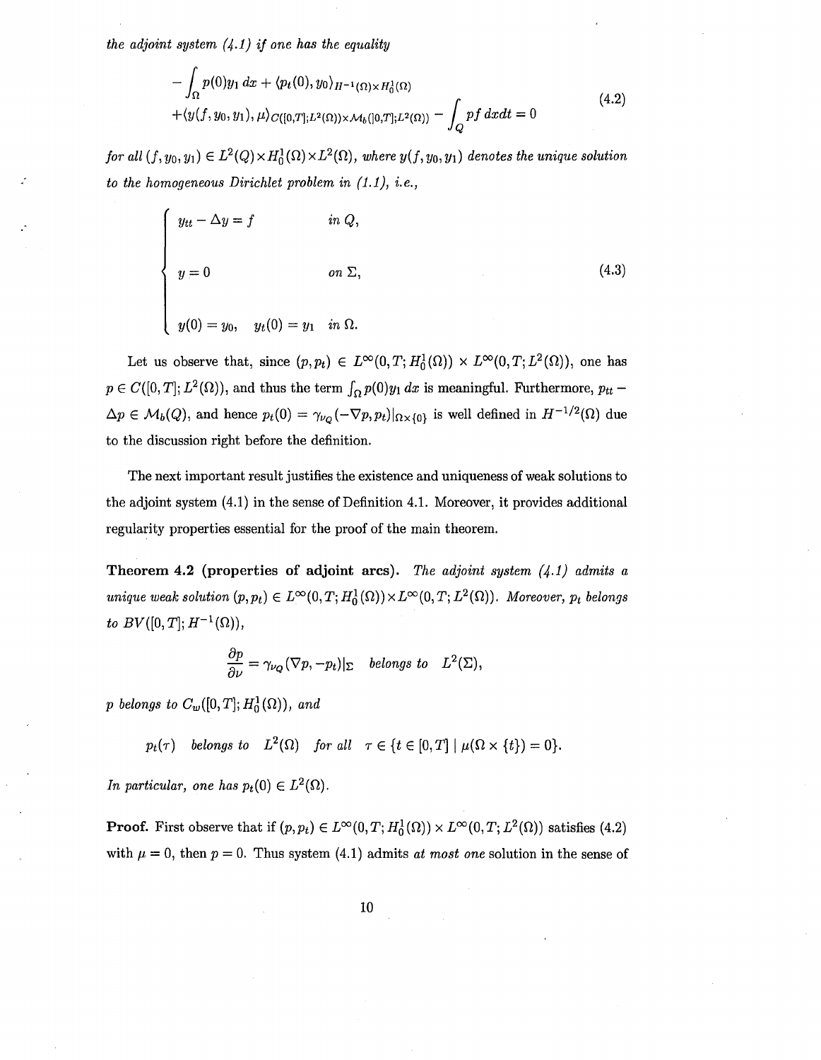*the adjoint system (4.1) if one has the equality*

$$
\begin{aligned}
&-\int_\Omega p(0)y_1\,dx + \langle p_t(0), y_0\rangle_{H^{-1}(\Omega)\times H_0^1(\Omega)} \\
&+\langle y(f,y_0,y_1),\mu\rangle_{C([0,T];L^2(\Omega))\times\mathcal{M}_b([0,T];L^2(\Omega))} - \int_Q pf\,dxdt = 0
\end{aligned}
\tag{4.2}
$$

*for all* $(f,y_0,y_1)\in L^2(Q)\times H_0^1(\Omega)\times L^2(\Omega)$, *where* $y(f,y_0,y_1)$ *denotes the unique solution to the homogeneous Dirichlet problem in (1.1), i.e.,*

$$
\begin{cases}
y_{tt} - \Delta y = f & \text{in } Q,\\[2ex]
y = 0 & \text{on } \Sigma,\\[2ex]
y(0) = y_0, \quad y_t(0) = y_1 & \text{in } \Omega.
\end{cases}
\tag{4.3}
$$

Let us observe that, since $(p,p_t)\in L^\infty(0,T;H_0^1(\Omega))\times L^\infty(0,T;L^2(\Omega))$, one has $p\in C([0,T];L^2(\Omega))$, and thus the term $\int_\Omega p(0)y_1\,dx$ is meaningful. Furthermore, $p_{tt}-\Delta p\in\mathcal{M}_b(Q)$, and hence $p_t(0)=\gamma_{\nu_Q}(-\nabla p,p_t)|_{\Omega\times\{0\}}$ is well defined in $H^{-1/2}(\Omega)$ due to the discussion right before the definition.

The next important result justifies the existence and uniqueness of weak solutions to the adjoint system (4.1) in the sense of Definition 4.1. Moreover, it provides additional regularity properties essential for the proof of the main theorem.

**Theorem 4.2 (properties of adjoint arcs).** *The adjoint system (4.1) admits a unique weak solution* $(p,p_t)\in L^\infty(0,T;H_0^1(\Omega))\times L^\infty(0,T;L^2(\Omega))$. *Moreover,* $p_t$ *belongs to* $BV([0,T];H^{-1}(\Omega))$,

$$
\frac{\partial p}{\partial\nu} = \gamma_{\nu_Q}(\nabla p,-p_t)|_\Sigma \quad \text{belongs to} \quad L^2(\Sigma),
$$

$p$ *belongs to* $C_w([0,T];H_0^1(\Omega))$, *and*

$$
p_t(\tau) \quad \text{belongs to} \quad L^2(\Omega) \quad \text{for all} \quad \tau\in\{t\in[0,T]\mid \mu(\Omega\times\{t\})=0\}.
$$

*In particular, one has* $p_t(0)\in L^2(\Omega)$.

**Proof.** First observe that if $(p,p_t)\in L^\infty(0,T;H_0^1(\Omega))\times L^\infty(0,T;L^2(\Omega))$ satisfies (4.2) with $\mu=0$, then $p=0$. Thus system (4.1) admits *at most one* solution in the sense of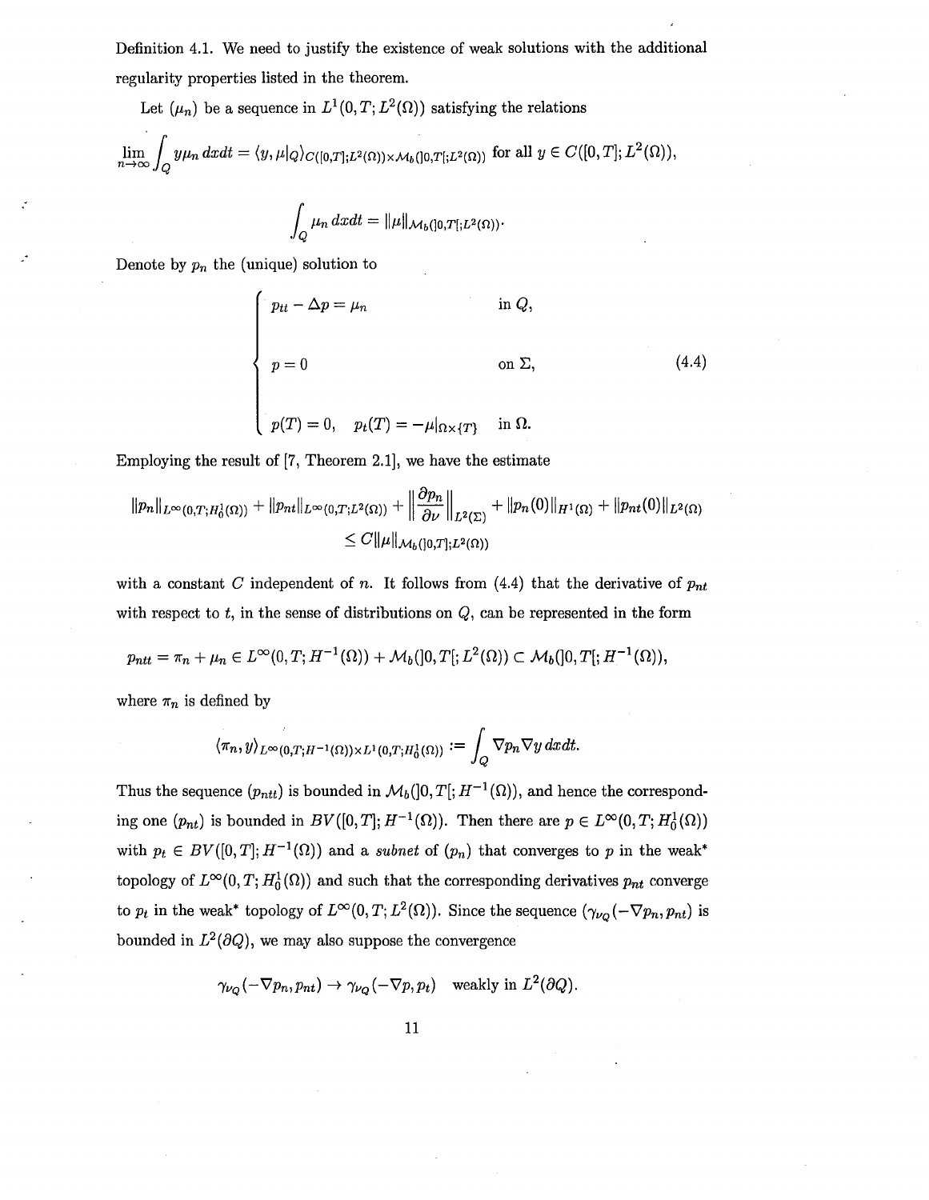Definition 4.1. We need to justify the existence of weak solutions with the additional regularity properties listed in the theorem.

Let $(\mu_n)$ be a sequence in $L^1(0,T;L^2(\Omega))$ satisfying the relations

$$\lim_{n\to\infty}\int_Q y\mu_n\,dxdt = \langle y, \mu|_Q\rangle_{C([0,T];L^2(\Omega))\times\mathcal{M}_b(]0,T[;L^2(\Omega))} \text{ for all } y\in C([0,T];L^2(\Omega)),$$

$$\int_Q \mu_n\,dxdt = \|\mu\|_{\mathcal{M}_b(]0,T[;L^2(\Omega))}.$$

Denote by $p_n$ the (unique) solution to

$$\begin{cases} p_{tt}-\Delta p = \mu_n & \text{in } Q,\\ p=0 & \text{on } \Sigma,\\ p(T)=0,\quad p_t(T)=-\mu|_{\Omega\times\{T\}} & \text{in } \Omega. \end{cases} \tag{4.4}$$

Employing the result of [7, Theorem 2.1], we have the estimate

$$\|p_n\|_{L^\infty(0,T;H_0^1(\Omega))}+\|p_{nt}\|_{L^\infty(0,T;L^2(\Omega))}+\left\|\frac{\partial p_n}{\partial\nu}\right\|_{L^2(\Sigma)}+\|p_n(0)\|_{H^1(\Omega)}+\|p_{nt}(0)\|_{L^2(\Omega)}$$
$$\le C\|\mu\|_{\mathcal{M}_b(]0,T];L^2(\Omega))}$$

with a constant $C$ independent of $n$. It follows from (4.4) that the derivative of $p_{nt}$ with respect to $t$, in the sense of distributions on $Q$, can be represented in the form

$$p_{ntt}=\pi_n+\mu_n\in L^\infty(0,T;H^{-1}(\Omega))+\mathcal{M}_b(]0,T[;L^2(\Omega))\subset\mathcal{M}_b(]0,T[;H^{-1}(\Omega)),$$

where $\pi_n$ is defined by

$$\langle\pi_n,y\rangle_{L^\infty(0,T;H^{-1}(\Omega))\times L^1(0,T;H_0^1(\Omega))}:=\int_Q\nabla p_n\nabla y\,dxdt.$$

Thus the sequence $(p_{ntt})$ is bounded in $\mathcal{M}_b(]0,T[;H^{-1}(\Omega))$, and hence the corresponding one $(p_{nt})$ is bounded in $BV([0,T];H^{-1}(\Omega))$. Then there are $p\in L^\infty(0,T;H_0^1(\Omega))$ with $p_t\in BV([0,T];H^{-1}(\Omega))$ and a *subnet* of $(p_n)$ that converges to $p$ in the weak* topology of $L^\infty(0,T;H_0^1(\Omega))$ and such that the corresponding derivatives $p_{nt}$ converge to $p_t$ in the weak* topology of $L^\infty(0,T;L^2(\Omega))$. Since the sequence $(\gamma_{\nu_Q}(-\nabla p_n,p_{nt})$ is bounded in $L^2(\partial Q)$, we may also suppose the convergence

$$\gamma_{\nu_Q}(-\nabla p_n,p_{nt})\to\gamma_{\nu_Q}(-\nabla p,p_t)\quad\text{weakly in } L^2(\partial Q).$$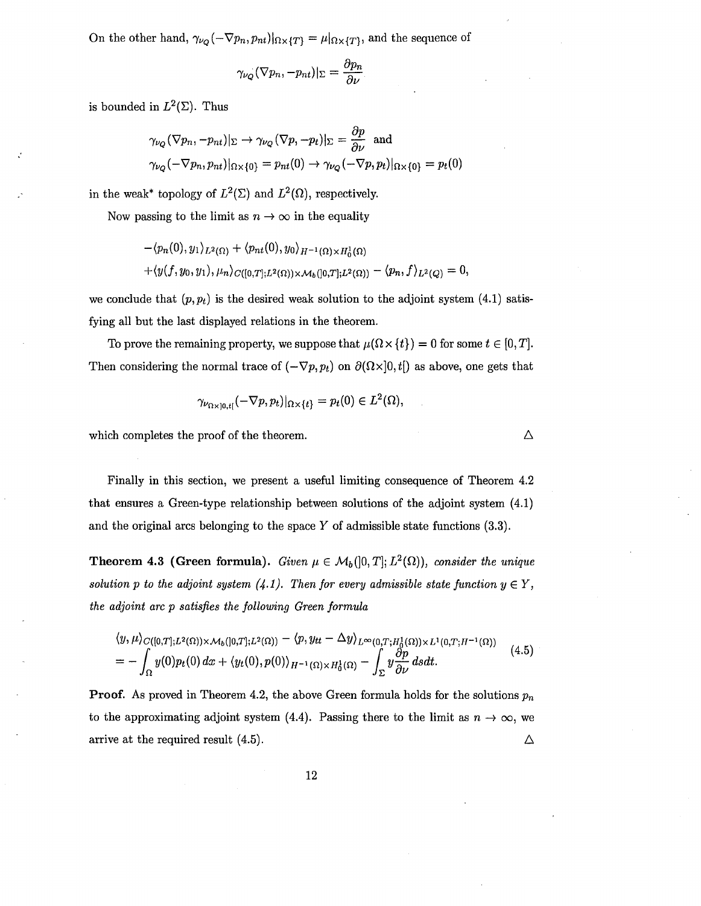On the other hand, $\gamma_{\nu_Q}(-\nabla p_n, p_{nt})|_{\Omega\times\{T\}} = \mu|_{\Omega\times\{T\}}$, and the sequence of

$$\gamma_{\nu_Q}(\nabla p_n, -p_{nt})|_{\Sigma} = \frac{\partial p_n}{\partial \nu}$$

is bounded in $L^2(\Sigma)$. Thus

$$\gamma_{\nu_Q}(\nabla p_n, -p_{nt})|_{\Sigma} \to \gamma_{\nu_Q}(\nabla p, -p_t)|_{\Sigma} = \frac{\partial p}{\partial \nu} \text{ and}$$
$$\gamma_{\nu_Q}(-\nabla p_n, p_{nt})|_{\Omega\times\{0\}} = p_{nt}(0) \to \gamma_{\nu_Q}(-\nabla p, p_t)|_{\Omega\times\{0\}} = p_t(0)$$

in the weak* topology of $L^2(\Sigma)$ and $L^2(\Omega)$, respectively.

Now passing to the limit as $n \to \infty$ in the equality

$$-\langle p_n(0), y_1\rangle_{L^2(\Omega)} + \langle p_{nt}(0), y_0\rangle_{H^{-1}(\Omega)\times H_0^1(\Omega)}$$
$$+\langle y(f, y_0, y_1), \mu_n\rangle_{C([0,T];L^2(\Omega))\times \mathcal{M}_b(]0,T];L^2(\Omega))} - \langle p_n, f\rangle_{L^2(Q)} = 0,$$

we conclude that $(p, p_t)$ is the desired weak solution to the adjoint system (4.1) satisfying all but the last displayed relations in the theorem.

To prove the remaining property, we suppose that $\mu(\Omega\times\{t\}) = 0$ for some $t \in [0,T]$. Then considering the normal trace of $(-\nabla p, p_t)$ on $\partial(\Omega\times]0,t[)$ as above, one gets that

$$\gamma_{\nu_{\Omega\times]0,t[}}(-\nabla p, p_t)|_{\Omega\times\{t\}} = p_t(0) \in L^2(\Omega),$$

which completes the proof of the theorem. △

Finally in this section, we present a useful limiting consequence of Theorem 4.2 that ensures a Green-type relationship between solutions of the adjoint system (4.1) and the original arcs belonging to the space $Y$ of admissible state functions (3.3).

**Theorem 4.3 (Green formula).** *Given $\mu \in \mathcal{M}_b(]0,T]; L^2(\Omega))$, consider the unique solution $p$ to the adjoint system (4.1). Then for every admissible state function $y \in Y$, the adjoint arc $p$ satisfies the following Green formula*

$$\begin{aligned}
&\langle y, \mu\rangle_{C([0,T];L^2(\Omega))\times \mathcal{M}_b(]0,T];L^2(\Omega))} - \langle p, y_{tt} - \Delta y\rangle_{L^\infty(0,T;H_0^1(\Omega))\times L^1(0,T;H^{-1}(\Omega))} \\
&= -\int_\Omega y(0)p_t(0)\,dx + \langle y_t(0), p(0)\rangle_{H^{-1}(\Omega)\times H_0^1(\Omega)} - \int_\Sigma y\frac{\partial p}{\partial \nu}\,dsdt.
\end{aligned} \tag{4.5}$$

**Proof.** As proved in Theorem 4.2, the above Green formula holds for the solutions $p_n$ to the approximating adjoint system (4.4). Passing there to the limit as $n \to \infty$, we arrive at the required result (4.5). △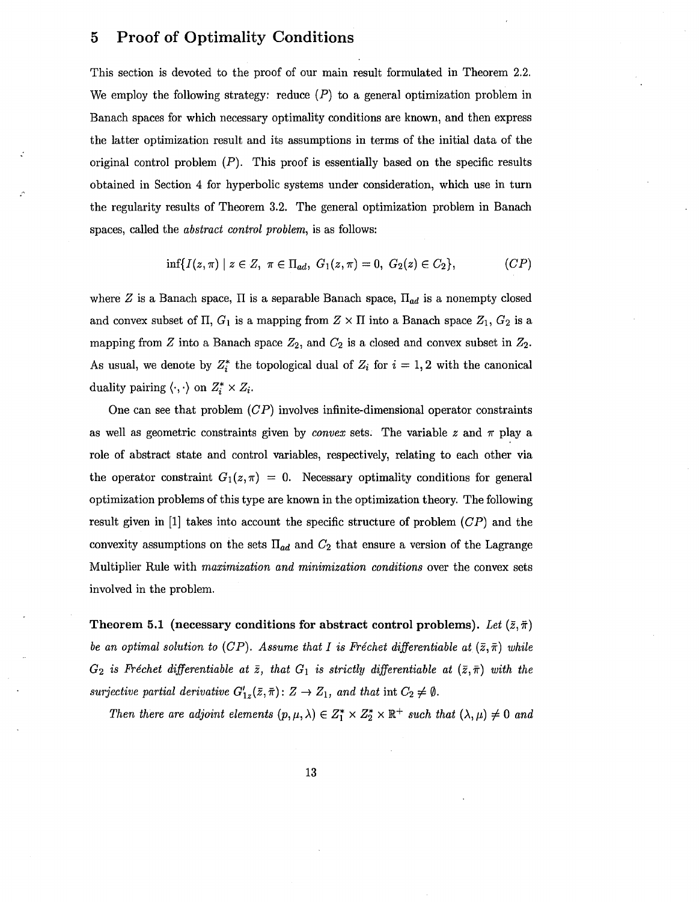## 5 Proof of Optimality Conditions

This section is devoted to the proof of our main result formulated in Theorem 2.2. We employ the following strategy: reduce $(P)$ to a general optimization problem in Banach spaces for which necessary optimality conditions are known, and then express the latter optimization result and its assumptions in terms of the initial data of the original control problem $(P)$. This proof is essentially based on the specific results obtained in Section 4 for hyperbolic systems under consideration, which use in turn the regularity results of Theorem 3.2. The general optimization problem in Banach spaces, called the *abstract control problem*, is as follows:

$$\inf\{I(z,\pi) \mid z \in Z,\ \pi \in \Pi_{ad},\ G_1(z,\pi) = 0,\ G_2(z) \in C_2\}, \tag{CP}$$

where $Z$ is a Banach space, $\Pi$ is a separable Banach space, $\Pi_{ad}$ is a nonempty closed and convex subset of $\Pi$, $G_1$ is a mapping from $Z \times \Pi$ into a Banach space $Z_1$, $G_2$ is a mapping from $Z$ into a Banach space $Z_2$, and $C_2$ is a closed and convex subset in $Z_2$. As usual, we denote by $Z_i^*$ the topological dual of $Z_i$ for $i = 1, 2$ with the canonical duality pairing $\langle \cdot, \cdot \rangle$ on $Z_i^* \times Z_i$.

One can see that problem $(CP)$ involves infinite-dimensional operator constraints as well as geometric constraints given by *convex* sets. The variable $z$ and $\pi$ play a role of abstract state and control variables, respectively, relating to each other via the operator constraint $G_1(z,\pi) = 0$. Necessary optimality conditions for general optimization problems of this type are known in the optimization theory. The following result given in [1] takes into account the specific structure of problem $(CP)$ and the convexity assumptions on the sets $\Pi_{ad}$ and $C_2$ that ensure a version of the Lagrange Multiplier Rule with *maximization and minimization conditions* over the convex sets involved in the problem.

**Theorem 5.1 (necessary conditions for abstract control problems).** *Let $(\bar{z}, \bar{\pi})$ be an optimal solution to $(CP)$. Assume that $I$ is Fréchet differentiable at $(\bar{z}, \bar{\pi})$ while $G_2$ is Fréchet differentiable at $\bar{z}$, that $G_1$ is strictly differentiable at $(\bar{z}, \bar{\pi})$ with the surjective partial derivative $G'_{1z}(\bar{z}, \bar{\pi})\colon Z \to Z_1$, and that $\operatorname{int} C_2 \neq \emptyset$.*

*Then there are adjoint elements $(p, \mu, \lambda) \in Z_1^* \times Z_2^* \times \mathbb{R}^+$ such that $(\lambda, \mu) \neq 0$ and*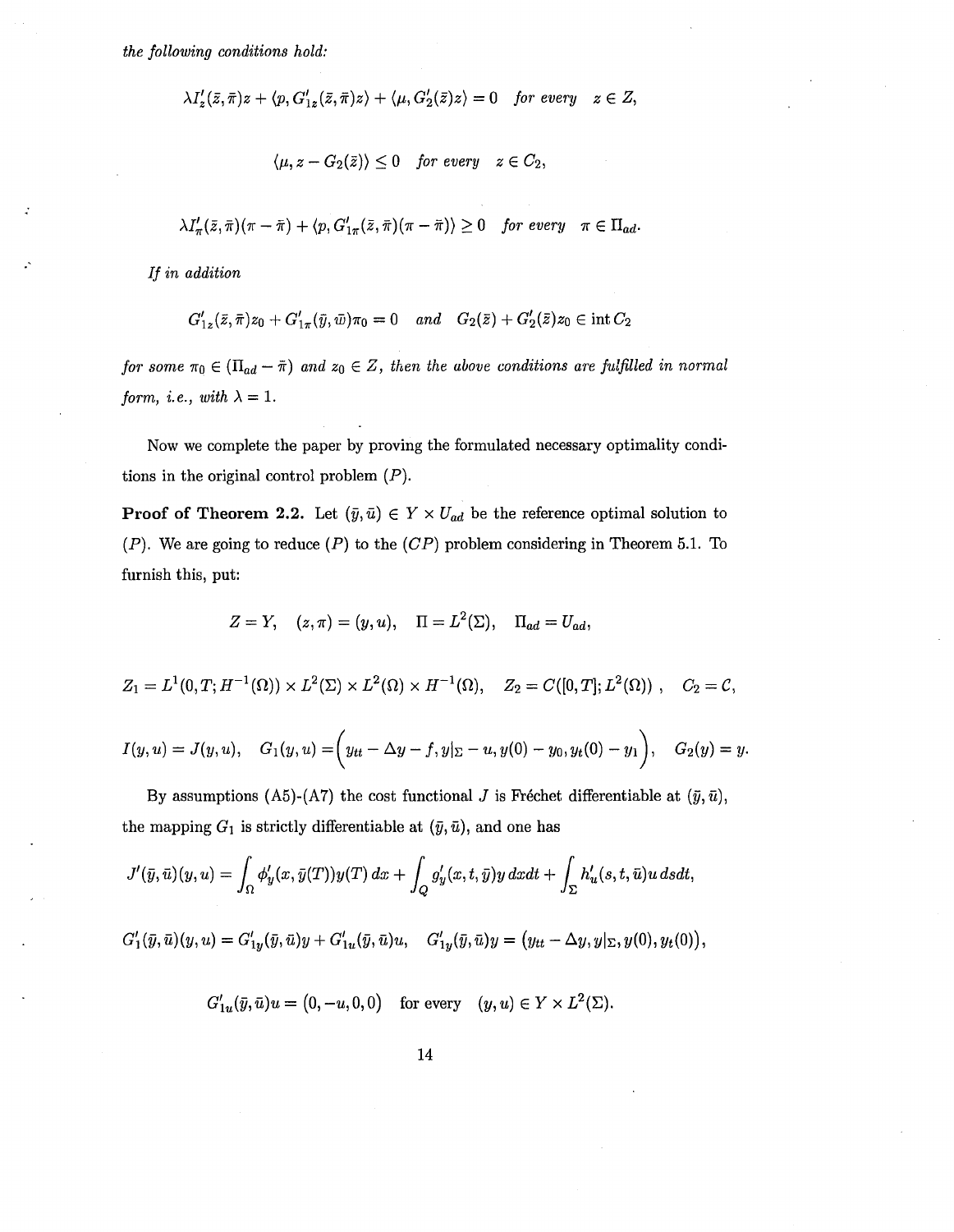*the following conditions hold:*

$$\lambda I'_z(\bar{z},\bar{\pi})z + \langle p, G'_{1z}(\bar{z},\bar{\pi})z\rangle + \langle \mu, G'_2(\bar{z})z\rangle = 0 \quad \textit{for every} \quad z \in Z,$$

$$\langle \mu, z - G_2(\bar{z})\rangle \leq 0 \quad \textit{for every} \quad z \in C_2,$$

$$\lambda I'_\pi(\bar{z},\bar{\pi})(\pi - \bar{\pi}) + \langle p, G'_{1\pi}(\bar{z},\bar{\pi})(\pi - \bar{\pi})\rangle \geq 0 \quad \textit{for every} \quad \pi \in \Pi_{ad}.$$

*If in addition*

$$G'_{1z}(\bar{z},\bar{\pi})z_0 + G'_{1\pi}(\bar{y},\bar{w})\pi_0 = 0 \quad \textit{and} \quad G_2(\bar{z}) + G'_2(\bar{z})z_0 \in \operatorname{int} C_2$$

*for some* $\pi_0 \in (\Pi_{ad} - \bar{\pi})$ *and* $z_0 \in Z$, *then the above conditions are fulfilled in normal form, i.e., with* $\lambda = 1$.

Now we complete the paper by proving the formulated necessary optimality conditions in the original control problem $(P)$.

**Proof of Theorem 2.2.** Let $(\bar{y},\bar{u}) \in Y \times U_{ad}$ be the reference optimal solution to $(P)$. We are going to reduce $(P)$ to the $(CP)$ problem considering in Theorem 5.1. To furnish this, put:

$$Z = Y, \quad (z,\pi) = (y,u), \quad \Pi = L^2(\Sigma), \quad \Pi_{ad} = U_{ad},$$

$$Z_1 = L^1(0,T;H^{-1}(\Omega)) \times L^2(\Sigma) \times L^2(\Omega) \times H^{-1}(\Omega), \quad Z_2 = C([0,T];L^2(\Omega)), \quad C_2 = \mathcal{C},$$

$$I(y,u) = J(y,u), \quad G_1(y,u) = \Big(y_{tt} - \Delta y - f, y|_\Sigma - u, y(0) - y_0, y_t(0) - y_1\Big), \quad G_2(y) = y.$$

By assumptions (A5)-(A7) the cost functional $J$ is Fréchet differentiable at $(\bar{y},\bar{u})$, the mapping $G_1$ is strictly differentiable at $(\bar{y},\bar{u})$, and one has

$$J'(\bar{y},\bar{u})(y,u) = \int_\Omega \phi'_y(x,\bar{y}(T))y(T)\,dx + \int_Q g'_y(x,t,\bar{y})y\,dxdt + \int_\Sigma h'_u(s,t,\bar{u})u\,dsdt,$$

$$G'_1(\bar{y},\bar{u})(y,u) = G'_{1y}(\bar{y},\bar{u})y + G'_{1u}(\bar{y},\bar{u})u, \quad G'_{1y}(\bar{y},\bar{u})y = \big(y_{tt} - \Delta y, y|_\Sigma, y(0), y_t(0)\big),$$

$$G'_{1u}(\bar{y},\bar{u})u = \big(0,-u,0,0\big) \quad \text{for every} \quad (y,u) \in Y \times L^2(\Sigma).$$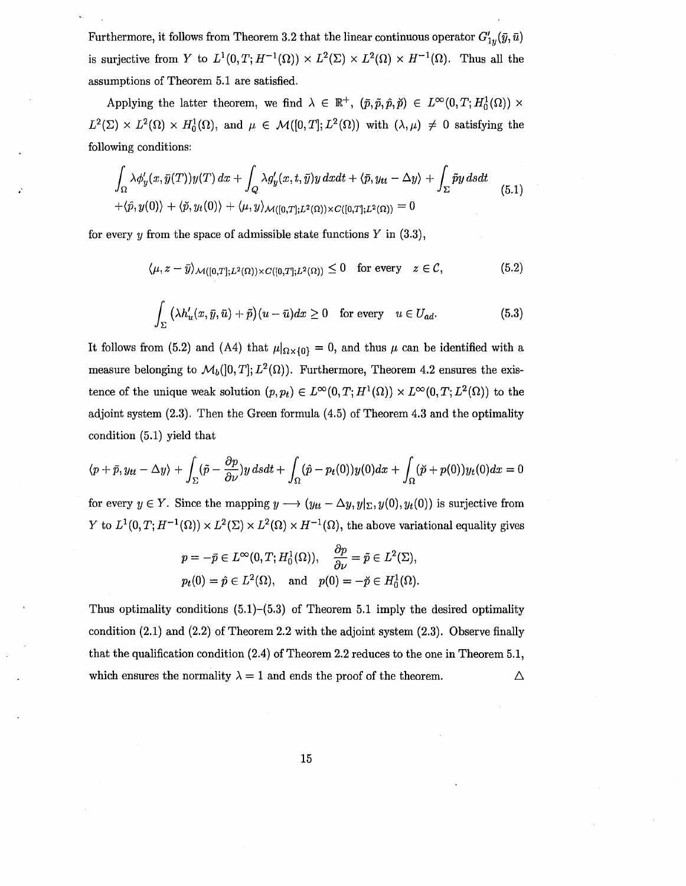Furthermore, it follows from Theorem 3.2 that the linear continuous operator $G'_{1y}(\bar{y},\bar{u})$ is surjective from $Y$ to $L^1(0,T;H^{-1}(\Omega)) \times L^2(\Sigma) \times L^2(\Omega) \times H^{-1}(\Omega)$. Thus all the assumptions of Theorem 5.1 are satisfied.

Applying the latter theorem, we find $\lambda \in \mathbb{R}^+$, $(\bar{p},\tilde{p},\hat{p},\check{p}) \in L^\infty(0,T;H_0^1(\Omega)) \times L^2(\Sigma) \times L^2(\Omega) \times H_0^1(\Omega)$, and $\mu \in \mathcal{M}([0,T];L^2(\Omega))$ with $(\lambda,\mu) \neq 0$ satisfying the following conditions:

$$
\begin{aligned}
&\int_\Omega \lambda\phi'_y(x,\bar{y}(T))y(T)\,dx + \int_Q \lambda g'_y(x,t,\bar{y})y\,dxdt + \langle \bar{p}, y_{tt} - \Delta y\rangle + \int_\Sigma \tilde{p}y\,dsdt \\
&+\langle \hat{p}, y(0)\rangle + \langle \check{p}, y_t(0)\rangle + \langle \mu, y\rangle_{\mathcal{M}([0,T];L^2(\Omega))\times C([0,T];L^2(\Omega))} = 0
\end{aligned}
\tag{5.1}
$$

for every $y$ from the space of admissible state functions $Y$ in (3.3),

$$
\langle \mu, z - \bar{y}\rangle_{\mathcal{M}([0,T];L^2(\Omega))\times C([0,T];L^2(\Omega))} \leq 0 \quad \text{for every} \quad z \in \mathcal{C}, \tag{5.2}
$$

$$
\int_\Sigma \left(\lambda h'_u(x,\bar{y},\bar{u}) + \tilde{p}\right)(u - \bar{u})dx \geq 0 \quad \text{for every} \quad u \in U_{ad}. \tag{5.3}
$$

It follows from (5.2) and (A4) that $\mu|_{\Omega\times\{0\}} = 0$, and thus $\mu$ can be identified with a measure belonging to $\mathcal{M}_b(]0,T];L^2(\Omega))$. Furthermore, Theorem 4.2 ensures the existence of the unique weak solution $(p,p_t) \in L^\infty(0,T;H^1(\Omega)) \times L^\infty(0,T;L^2(\Omega))$ to the adjoint system (2.3). Then the Green formula (4.5) of Theorem 4.3 and the optimality condition (5.1) yield that

$$
\langle p + \bar{p}, y_{tt} - \Delta y\rangle + \int_\Sigma (\tilde{p} - \frac{\partial p}{\partial \nu})y\,dsdt + \int_\Omega (\hat{p} - p_t(0))y(0)dx + \int_\Omega (\check{p} + p(0))y_t(0)dx = 0
$$

for every $y \in Y$. Since the mapping $y \longrightarrow (y_{tt} - \Delta y, y|_\Sigma, y(0), y_t(0))$ is surjective from $Y$ to $L^1(0,T;H^{-1}(\Omega)) \times L^2(\Sigma) \times L^2(\Omega) \times H^{-1}(\Omega)$, the above variational equality gives

$$
\begin{aligned}
&p = -\bar{p} \in L^\infty(0,T;H_0^1(\Omega)), \quad \frac{\partial p}{\partial \nu} = \tilde{p} \in L^2(\Sigma), \\
&p_t(0) = \hat{p} \in L^2(\Omega), \quad \text{and} \quad p(0) = -\check{p} \in H_0^1(\Omega).
\end{aligned}
$$

Thus optimality conditions (5.1)–(5.3) of Theorem 5.1 imply the desired optimality condition (2.1) and (2.2) of Theorem 2.2 with the adjoint system (2.3). Observe finally that the qualification condition (2.4) of Theorem 2.2 reduces to the one in Theorem 5.1, which ensures the normality $\lambda = 1$ and ends the proof of the theorem. △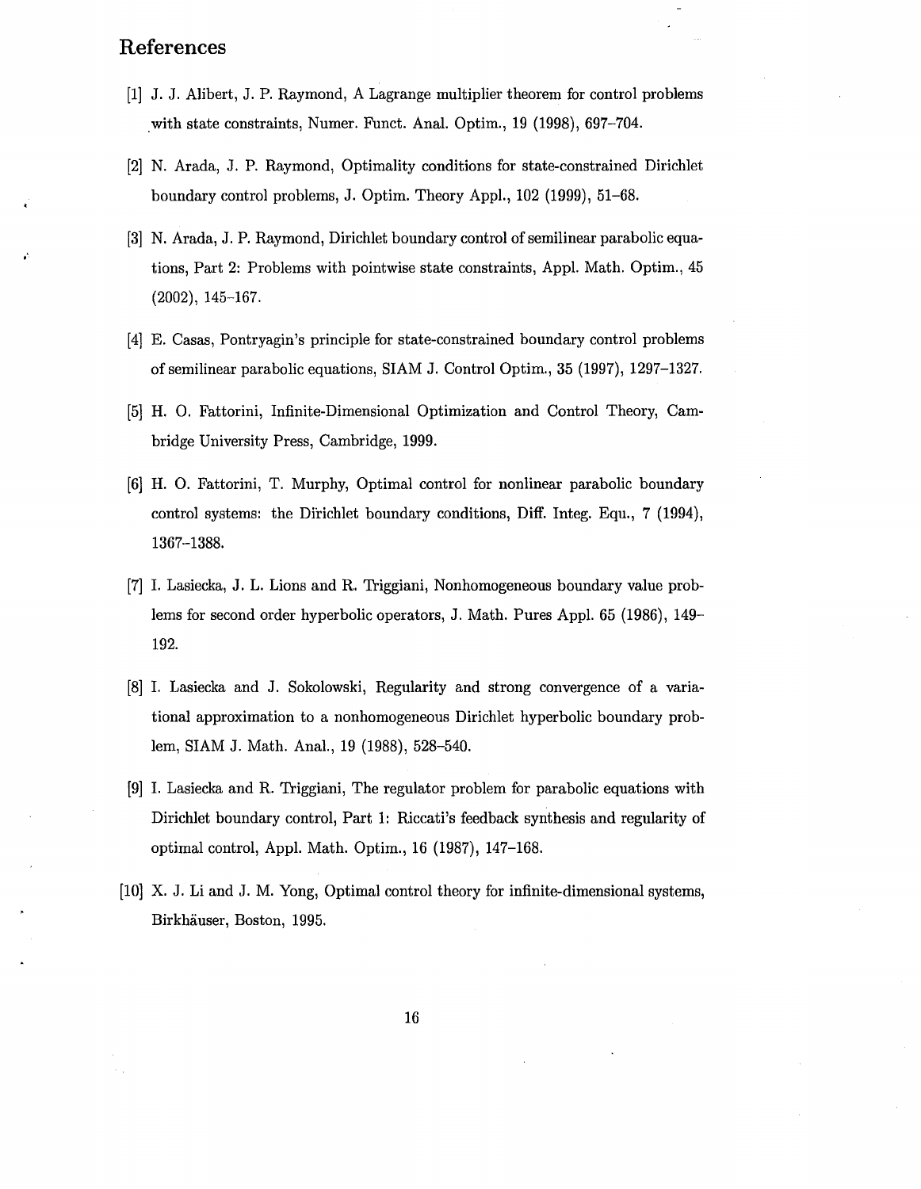## References

[1] J. J. Alibert, J. P. Raymond, A Lagrange multiplier theorem for control problems with state constraints, Numer. Funct. Anal. Optim., 19 (1998), 697–704.

[2] N. Arada, J. P. Raymond, Optimality conditions for state-constrained Dirichlet boundary control problems, J. Optim. Theory Appl., 102 (1999), 51–68.

[3] N. Arada, J. P. Raymond, Dirichlet boundary control of semilinear parabolic equations, Part 2: Problems with pointwise state constraints, Appl. Math. Optim., 45 (2002), 145–167.

[4] E. Casas, Pontryagin's principle for state-constrained boundary control problems of semilinear parabolic equations, SIAM J. Control Optim., 35 (1997), 1297–1327.

[5] H. O. Fattorini, Infinite-Dimensional Optimization and Control Theory, Cambridge University Press, Cambridge, 1999.

[6] H. O. Fattorini, T. Murphy, Optimal control for nonlinear parabolic boundary control systems: the Dirichlet boundary conditions, Diff. Integ. Equ., 7 (1994), 1367–1388.

[7] I. Lasiecka, J. L. Lions and R. Triggiani, Nonhomogeneous boundary value problems for second order hyperbolic operators, J. Math. Pures Appl. 65 (1986), 149–192.

[8] I. Lasiecka and J. Sokolowski, Regularity and strong convergence of a variational approximation to a nonhomogeneous Dirichlet hyperbolic boundary problem, SIAM J. Math. Anal., 19 (1988), 528–540.

[9] I. Lasiecka and R. Triggiani, The regulator problem for parabolic equations with Dirichlet boundary control, Part 1: Riccati's feedback synthesis and regularity of optimal control, Appl. Math. Optim., 16 (1987), 147–168.

[10] X. J. Li and J. M. Yong, Optimal control theory for infinite-dimensional systems, Birkhäuser, Boston, 1995.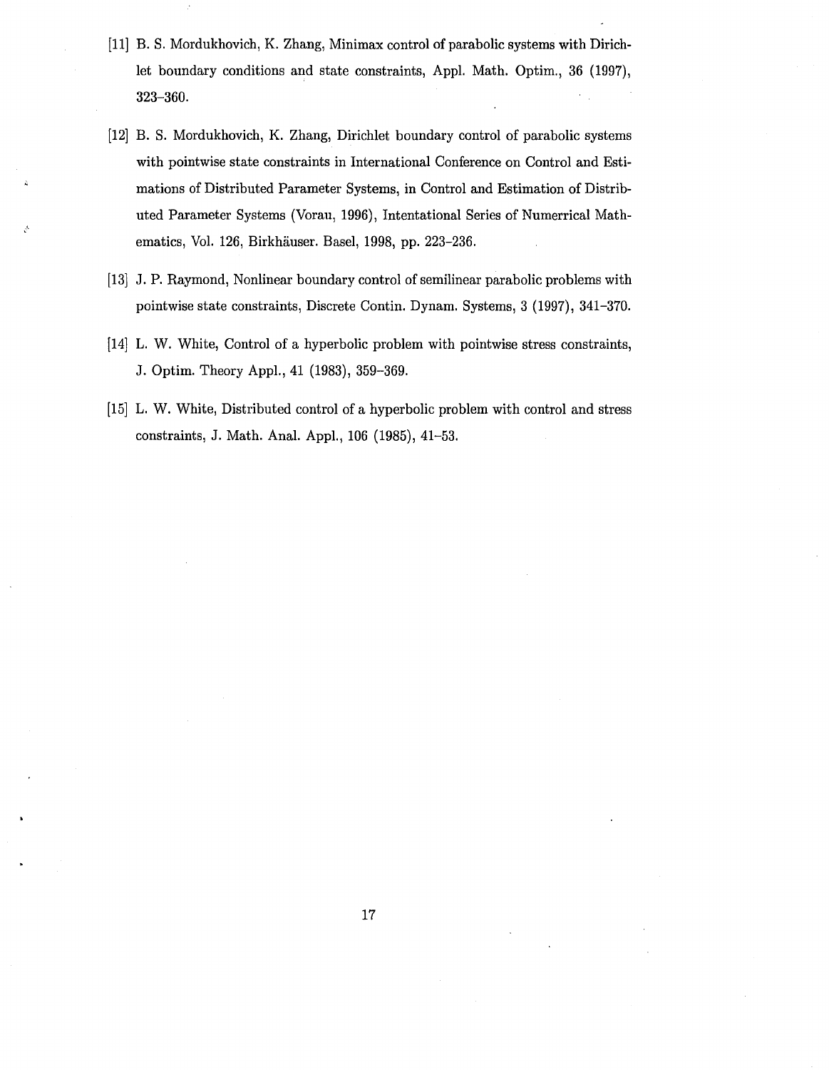[11] B. S. Mordukhovich, K. Zhang, Minimax control of parabolic systems with Dirichlet boundary conditions and state constraints, Appl. Math. Optim., 36 (1997), 323–360.

[12] B. S. Mordukhovich, K. Zhang, Dirichlet boundary control of parabolic systems with pointwise state constraints in International Conference on Control and Estimations of Distributed Parameter Systems, in Control and Estimation of Distributed Parameter Systems (Vorau, 1996), Intentational Series of Numerrical Mathematics, Vol. 126, Birkhäuser. Basel, 1998, pp. 223–236.

[13] J. P. Raymond, Nonlinear boundary control of semilinear parabolic problems with pointwise state constraints, Discrete Contin. Dynam. Systems, 3 (1997), 341–370.

[14] L. W. White, Control of a hyperbolic problem with pointwise stress constraints, J. Optim. Theory Appl., 41 (1983), 359–369.

[15] L. W. White, Distributed control of a hyperbolic problem with control and stress constraints, J. Math. Anal. Appl., 106 (1985), 41–53.